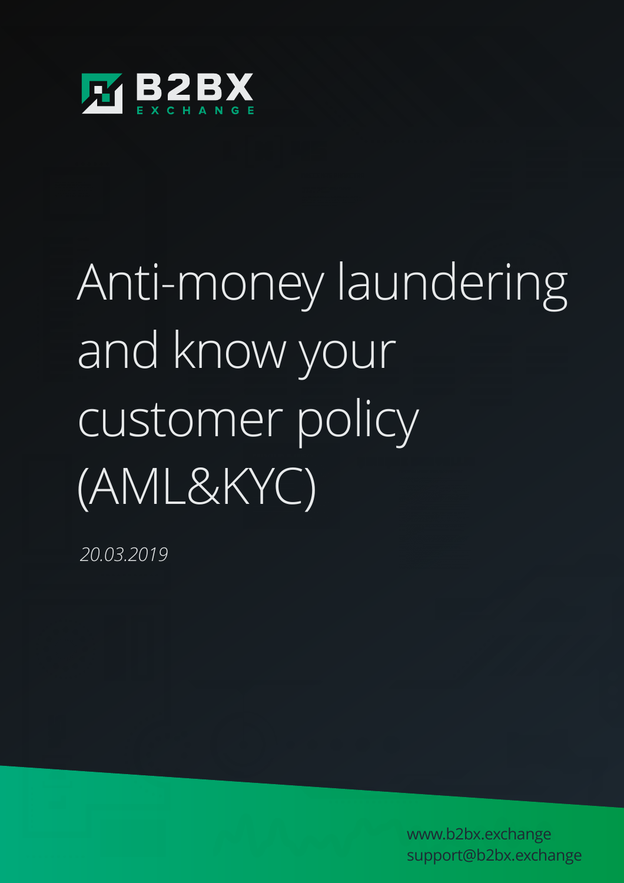B2BX EXCHANGE

# Anti-money laundering and know your customer policy (AML&KYC)

*20.03.2019*

www.b2bx.exchange
support@b2bx.exchange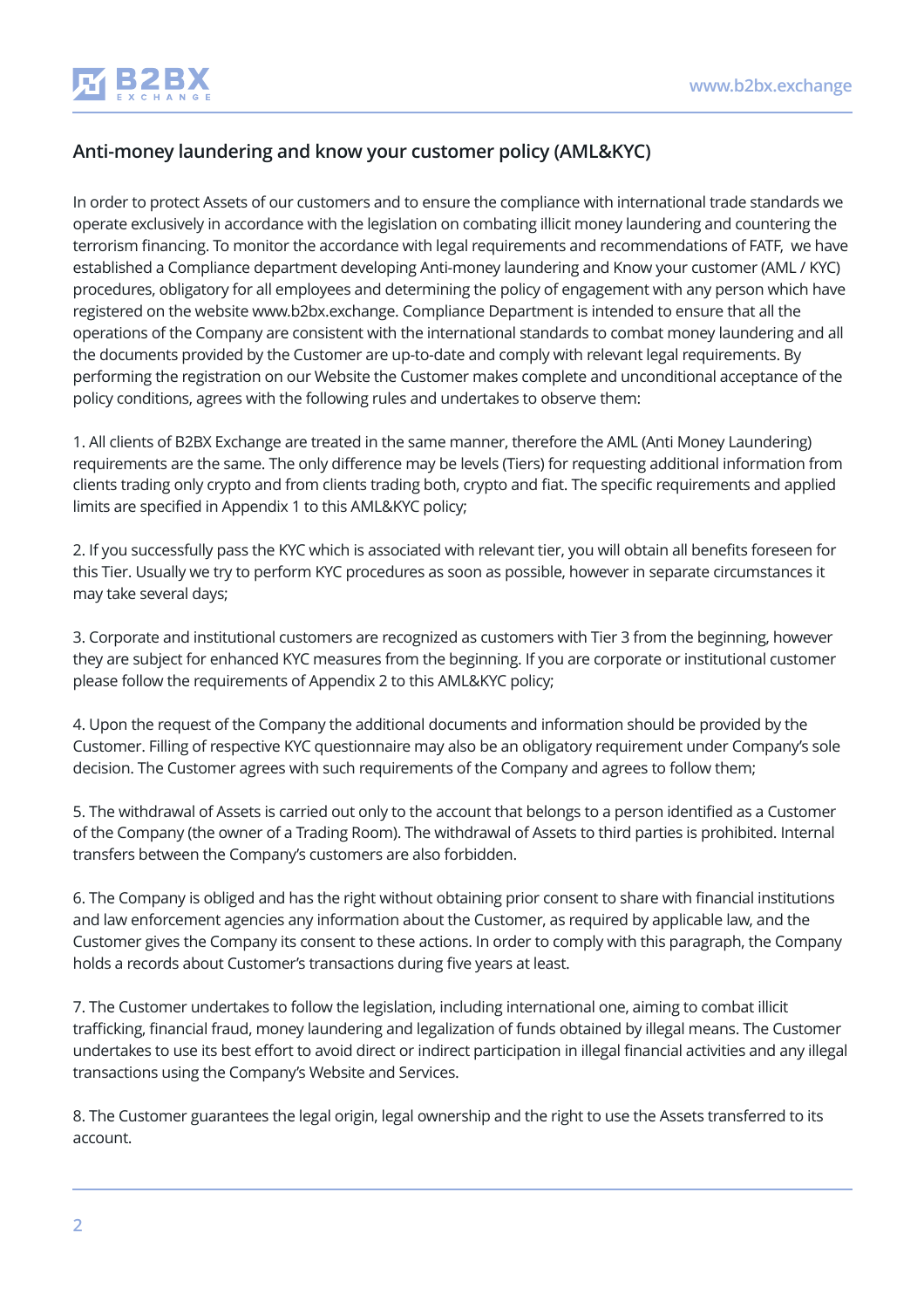## Anti-money laundering and know your customer policy (AML&KYC)

In order to protect Assets of our customers and to ensure the compliance with international trade standards we operate exclusively in accordance with the legislation on combating illicit money laundering and countering the terrorism financing. To monitor the accordance with legal requirements and recommendations of FATF, we have established a Compliance department developing Anti-money laundering and Know your customer (AML / KYC) procedures, obligatory for all employees and determining the policy of engagement with any person which have registered on the website www.b2bx.exchange. Compliance Department is intended to ensure that all the operations of the Company are consistent with the international standards to combat money laundering and all the documents provided by the Customer are up-to-date and comply with relevant legal requirements. By performing the registration on our Website the Customer makes complete and unconditional acceptance of the policy conditions, agrees with the following rules and undertakes to observe them:

1. All clients of B2BX Exchange are treated in the same manner, therefore the AML (Anti Money Laundering) requirements are the same. The only difference may be levels (Tiers) for requesting additional information from clients trading only crypto and from clients trading both, crypto and fiat. The specific requirements and applied limits are specified in Appendix 1 to this AML&KYC policy;

2. If you successfully pass the KYC which is associated with relevant tier, you will obtain all benefits foreseen for this Tier. Usually we try to perform KYC procedures as soon as possible, however in separate circumstances it may take several days;

3. Corporate and institutional customers are recognized as customers with Tier 3 from the beginning, however they are subject for enhanced KYC measures from the beginning. If you are corporate or institutional customer please follow the requirements of Appendix 2 to this AML&KYC policy;

4. Upon the request of the Company the additional documents and information should be provided by the Customer. Filling of respective KYC questionnaire may also be an obligatory requirement under Company's sole decision. The Customer agrees with such requirements of the Company and agrees to follow them;

5. The withdrawal of Assets is carried out only to the account that belongs to a person identified as a Customer of the Company (the owner of a Trading Room). The withdrawal of Assets to third parties is prohibited. Internal transfers between the Company's customers are also forbidden.

6. The Company is obliged and has the right without obtaining prior consent to share with financial institutions and law enforcement agencies any information about the Customer, as required by applicable law, and the Customer gives the Company its consent to these actions. In order to comply with this paragraph, the Company holds a records about Customer's transactions during five years at least.

7. The Customer undertakes to follow the legislation, including international one, aiming to combat illicit trafficking, financial fraud, money laundering and legalization of funds obtained by illegal means. The Customer undertakes to use its best effort to avoid direct or indirect participation in illegal financial activities and any illegal transactions using the Company's Website and Services.

8. The Customer guarantees the legal origin, legal ownership and the right to use the Assets transferred to its account.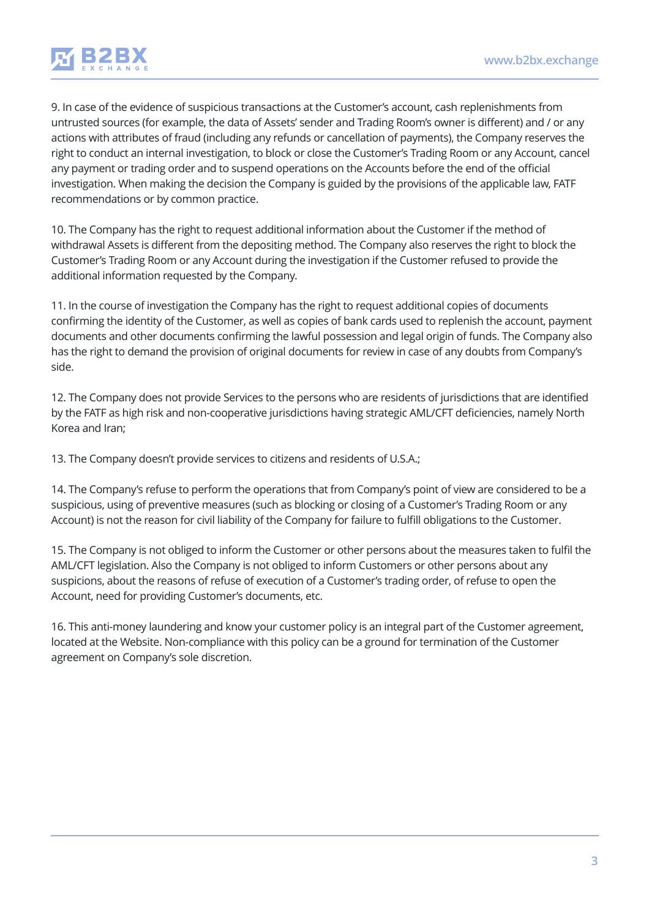9. In case of the evidence of suspicious transactions at the Customer's account, cash replenishments from untrusted sources (for example, the data of Assets' sender and Trading Room's owner is different) and / or any actions with attributes of fraud (including any refunds or cancellation of payments), the Company reserves the right to conduct an internal investigation, to block or close the Customer's Trading Room or any Account, cancel any payment or trading order and to suspend operations on the Accounts before the end of the official investigation. When making the decision the Company is guided by the provisions of the applicable law, FATF recommendations or by common practice.

10. The Company has the right to request additional information about the Customer if the method of withdrawal Assets is different from the depositing method. The Company also reserves the right to block the Customer's Trading Room or any Account during the investigation if the Customer refused to provide the additional information requested by the Company.

11. In the course of investigation the Company has the right to request additional copies of documents confirming the identity of the Customer, as well as copies of bank cards used to replenish the account, payment documents and other documents confirming the lawful possession and legal origin of funds. The Company also has the right to demand the provision of original documents for review in case of any doubts from Company's side.

12. The Company does not provide Services to the persons who are residents of jurisdictions that are identified by the FATF as high risk and non-cooperative jurisdictions having strategic AML/CFT deficiencies, namely North Korea and Iran;

13. The Company doesn't provide services to citizens and residents of U.S.A.;

14. The Company's refuse to perform the operations that from Company's point of view are considered to be a suspicious, using of preventive measures (such as blocking or closing of a Customer's Trading Room or any Account) is not the reason for civil liability of the Company for failure to fulfill obligations to the Customer.

15. The Company is not obliged to inform the Customer or other persons about the measures taken to fulfil the AML/CFT legislation. Also the Company is not obliged to inform Customers or other persons about any suspicions, about the reasons of refuse of execution of a Customer's trading order, of refuse to open the Account, need for providing Customer's documents, etc.

16. This anti-money laundering and know your customer policy is an integral part of the Customer agreement, located at the Website. Non-compliance with this policy can be a ground for termination of the Customer agreement on Company's sole discretion.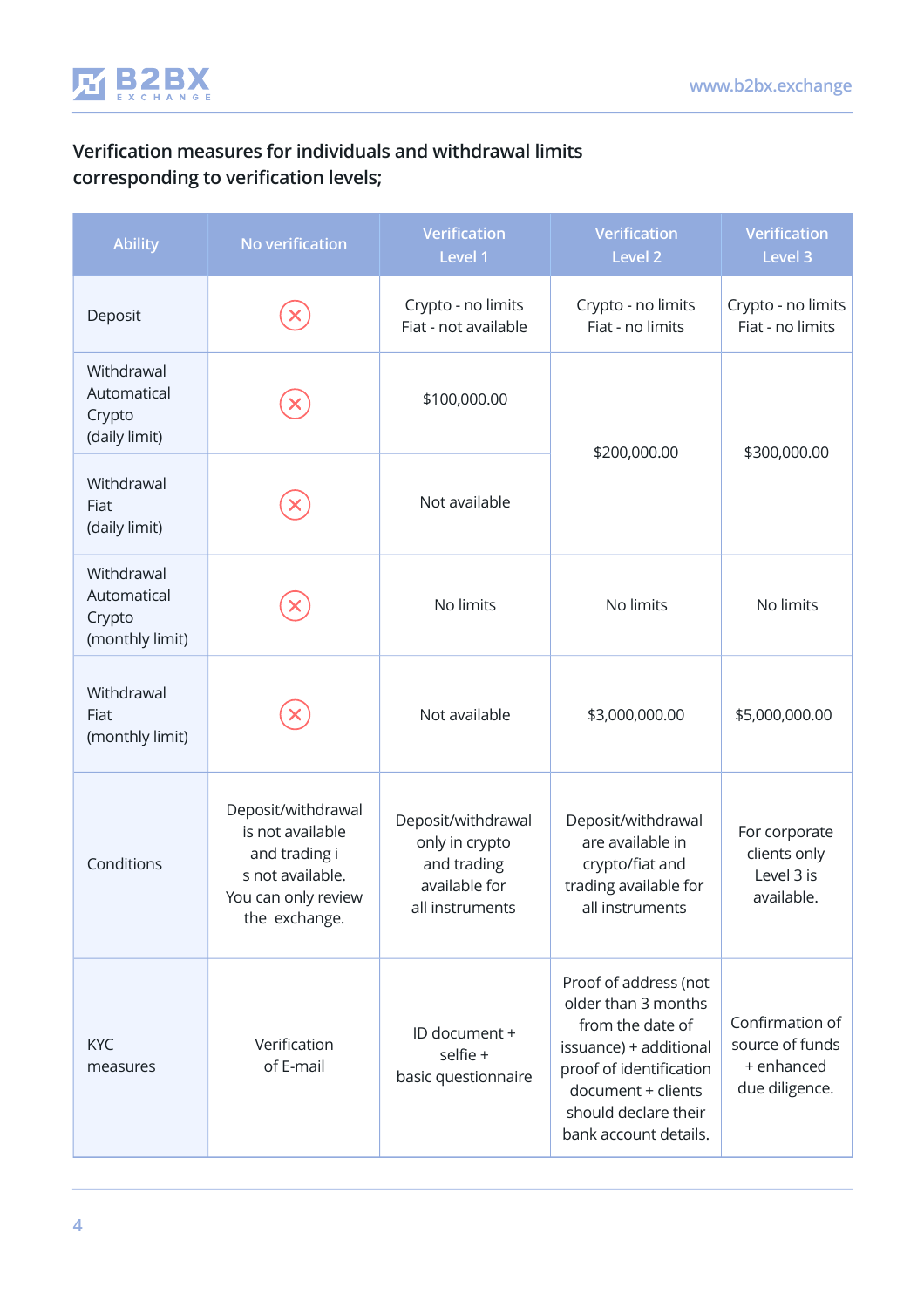Verification measures for individuals and withdrawal limits corresponding to verification levels;

| Ability | No verification | Verification Level 1 | Verification Level 2 | Verification Level 3 |
|---|---|---|---|---|
| Deposit | ⊗ | Crypto - no limits<br>Fiat - not available | Crypto - no limits<br>Fiat - no limits | Crypto - no limits<br>Fiat - no limits |
| Withdrawal Automatical Crypto (daily limit) | ⊗ | $100,000.00 | $200,000.00 | $300,000.00 |
| Withdrawal Fiat (daily limit) | ⊗ | Not available | | |
| Withdrawal Automatical Crypto (monthly limit) | ⊗ | No limits | No limits | No limits |
| Withdrawal Fiat (monthly limit) | ⊗ | Not available | $3,000,000.00 | $5,000,000.00 |
| Conditions | Deposit/withdrawal is not available and trading i s not available. You can only review the exchange. | Deposit/withdrawal only in crypto and trading available for all instruments | Deposit/withdrawal are available in crypto/fiat and trading available for all instruments | For corporate clients only Level 3 is available. |
| KYC measures | Verification of E-mail | ID document + selfie + basic questionnaire | Proof of address (not older than 3 months from the date of issuance) + additional proof of identification document + clients should declare their bank account details. | Confirmation of source of funds + enhanced due diligence. |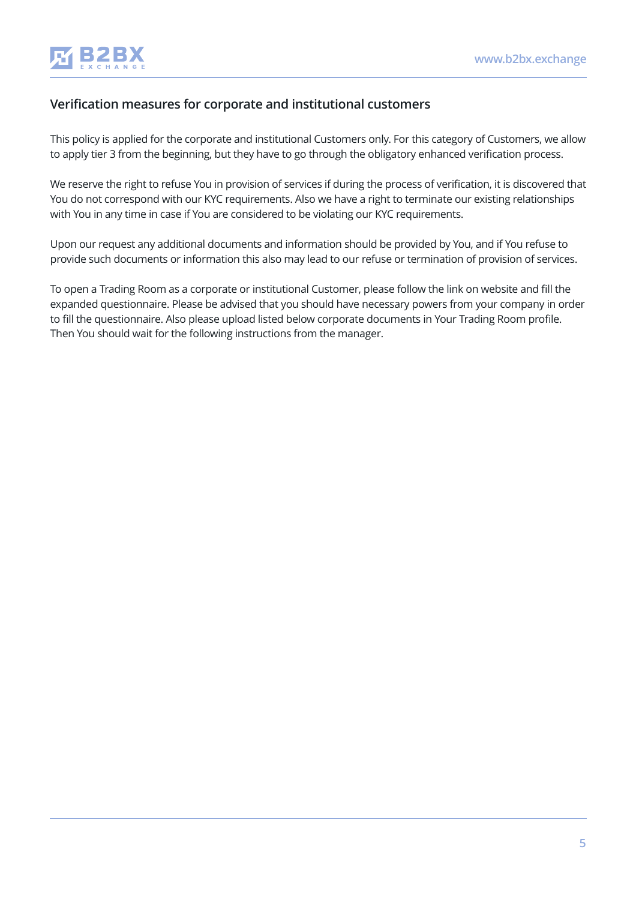## Verification measures for corporate and institutional customers

This policy is applied for the corporate and institutional Customers only. For this category of Customers, we allow to apply tier 3 from the beginning, but they have to go through the obligatory enhanced verification process.

We reserve the right to refuse You in provision of services if during the process of verification, it is discovered that You do not correspond with our KYC requirements. Also we have a right to terminate our existing relationships with You in any time in case if You are considered to be violating our KYC requirements.

Upon our request any additional documents and information should be provided by You, and if You refuse to provide such documents or information this also may lead to our refuse or termination of provision of services.

To open a Trading Room as a corporate or institutional Customer, please follow the link on website and fill the expanded questionnaire. Please be advised that you should have necessary powers from your company in order to fill the questionnaire. Also please upload listed below corporate documents in Your Trading Room profile. Then You should wait for the following instructions from the manager.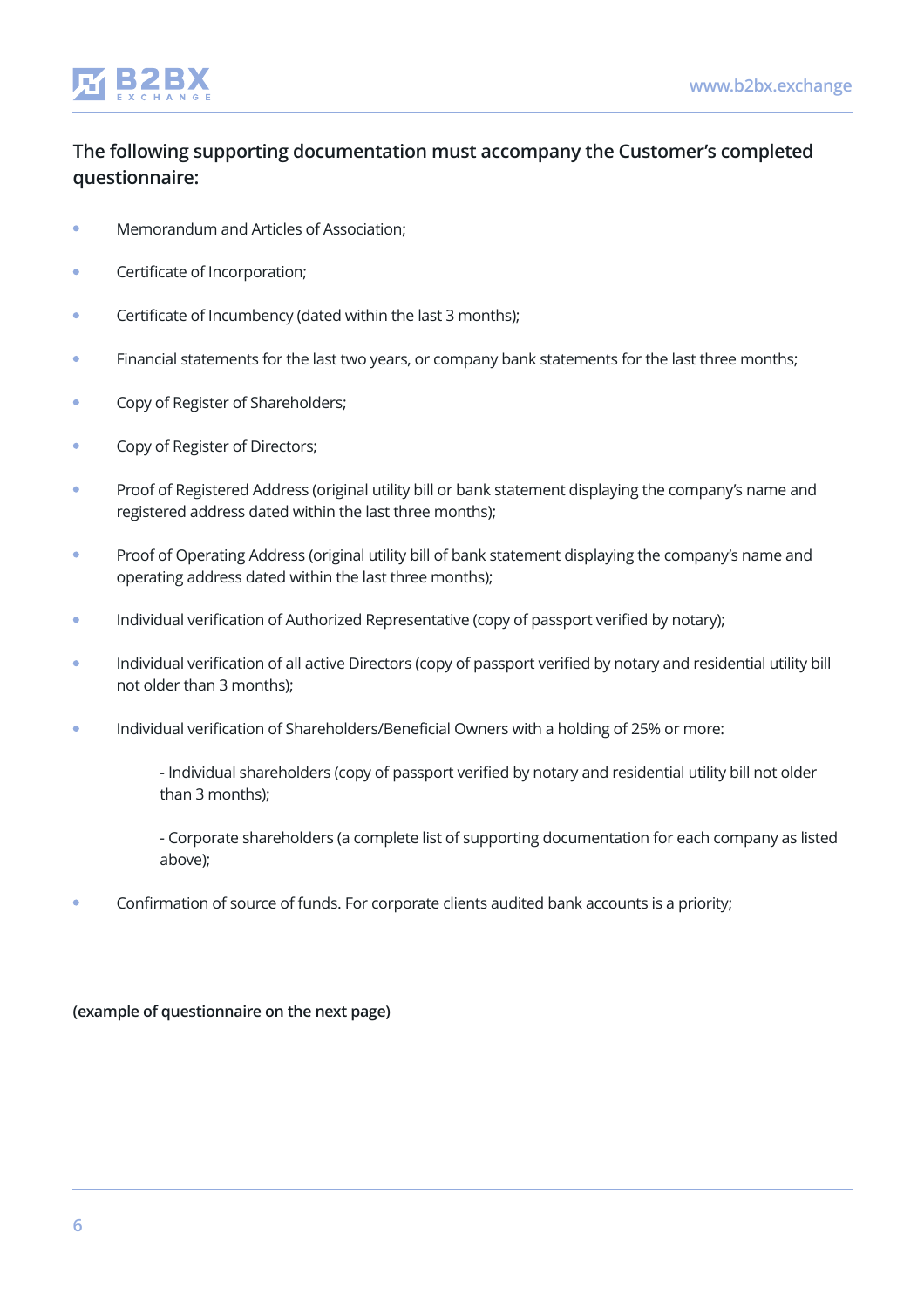**The following supporting documentation must accompany the Customer's completed questionnaire:**

- Memorandum and Articles of Association;
- Certificate of Incorporation;
- Certificate of Incumbency (dated within the last 3 months);
- Financial statements for the last two years, or company bank statements for the last three months;
- Copy of Register of Shareholders;
- Copy of Register of Directors;
- Proof of Registered Address (original utility bill or bank statement displaying the company's name and registered address dated within the last three months);
- Proof of Operating Address (original utility bill of bank statement displaying the company's name and operating address dated within the last three months);
- Individual verification of Authorized Representative (copy of passport verified by notary);
- Individual verification of all active Directors (copy of passport verified by notary and residential utility bill not older than 3 months);
- Individual verification of Shareholders/Beneficial Owners with a holding of 25% or more:

  - Individual shareholders (copy of passport verified by notary and residential utility bill not older than 3 months);

  - Corporate shareholders (a complete list of supporting documentation for each company as listed above);
- Confirmation of source of funds. For corporate clients audited bank accounts is a priority;

**(example of questionnaire on the next page)**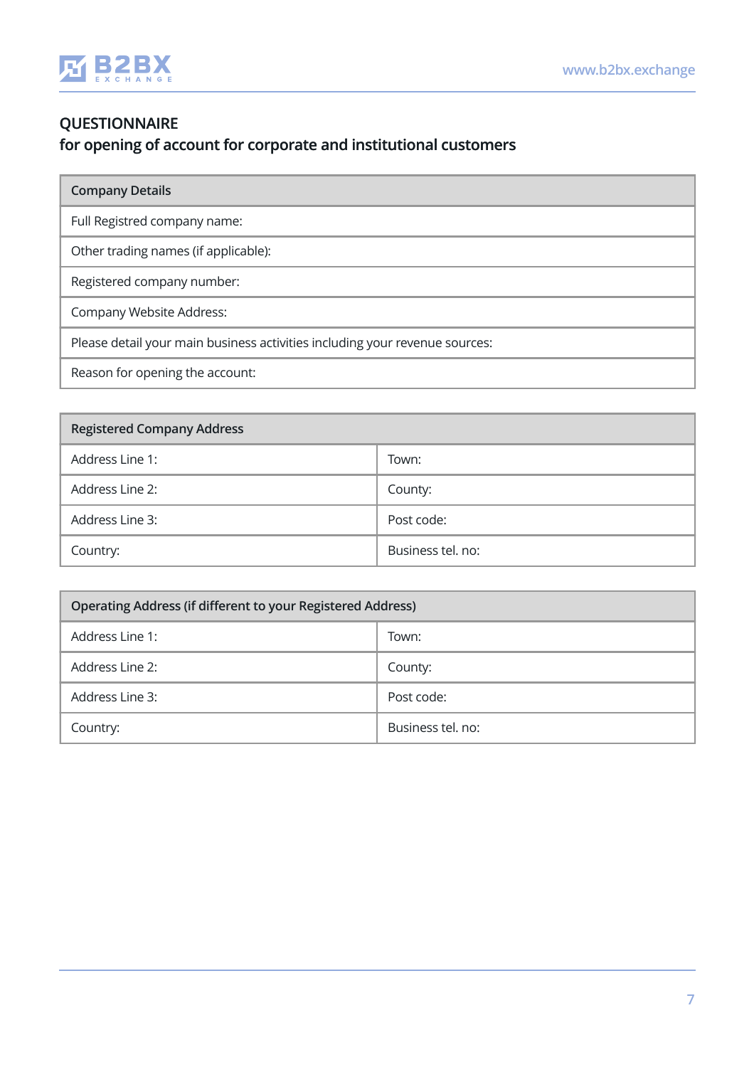## QUESTIONNAIRE
## for opening of account for corporate and institutional customers

| Company Details |
| --- |
| Full Registred company name: |
| Other trading names (if applicable): |
| Registered company number: |
| Company Website Address: |
| Please detail your main business activities including your revenue sources: |
| Reason for opening the account: |

| Registered Company Address | |
| --- | --- |
| Address Line 1: | Town: |
| Address Line 2: | County: |
| Address Line 3: | Post code: |
| Country: | Business tel. no: |

| Operating Address (if different to your Registered Address) | |
| --- | --- |
| Address Line 1: | Town: |
| Address Line 2: | County: |
| Address Line 3: | Post code: |
| Country: | Business tel. no: |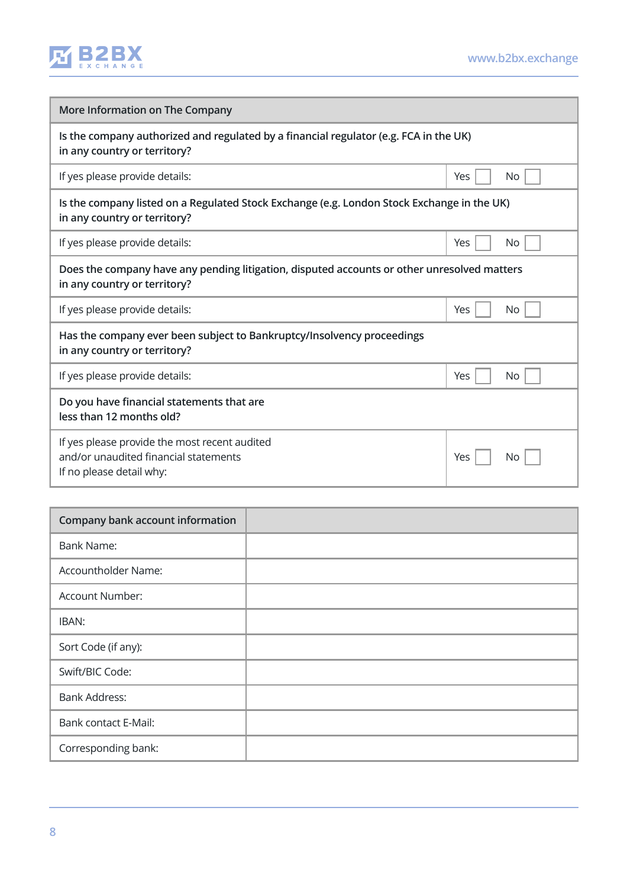| More Information on The Company | |
|---|---|
| **Is the company authorized and regulated by a financial regulator (e.g. FCA in the UK) in any country or territory?** | |
| If yes please provide details: | Yes ☐ No ☐ |
| **Is the company listed on a Regulated Stock Exchange (e.g. London Stock Exchange in the UK) in any country or territory?** | |
| If yes please provide details: | Yes ☐ No ☐ |
| **Does the company have any pending litigation, disputed accounts or other unresolved matters in any country or territory?** | |
| If yes please provide details: | Yes ☐ No ☐ |
| **Has the company ever been subject to Bankruptcy/Insolvency proceedings in any country or territory?** | |
| If yes please provide details: | Yes ☐ No ☐ |
| **Do you have financial statements that are less than 12 months old?** | |
| If yes please provide the most recent audited and/or unaudited financial statements<br>If no please detail why: | Yes ☐ No ☐ |

| Company bank account information | |
|---|---|
| Bank Name: | |
| Accountholder Name: | |
| Account Number: | |
| IBAN: | |
| Sort Code (if any): | |
| Swift/BIC Code: | |
| Bank Address: | |
| Bank contact E-Mail: | |
| Corresponding bank: | |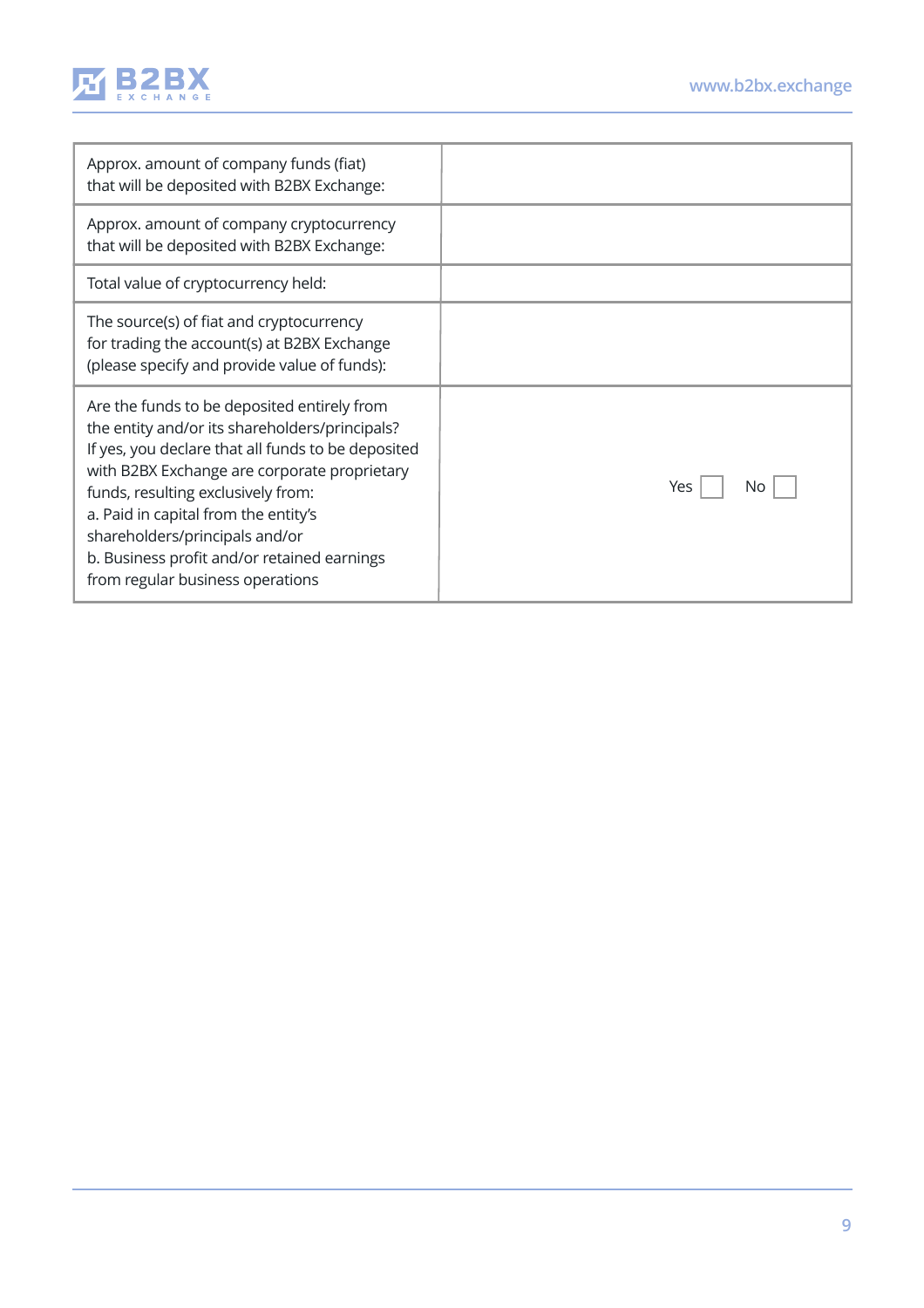| | |
|---|---|
| Approx. amount of company funds (fiat) that will be deposited with B2BX Exchange: | |
| Approx. amount of company cryptocurrency that will be deposited with B2BX Exchange: | |
| Total value of cryptocurrency held: | |
| The source(s) of fiat and cryptocurrency for trading the account(s) at B2BX Exchange (please specify and provide value of funds): | |
| Are the funds to be deposited entirely from the entity and/or its shareholders/principals? If yes, you declare that all funds to be deposited with B2BX Exchange are corporate proprietary funds, resulting exclusively from:<br>a. Paid in capital from the entity's shareholders/principals and/or<br>b. Business profit and/or retained earnings from regular business operations | Yes ☐ No ☐ |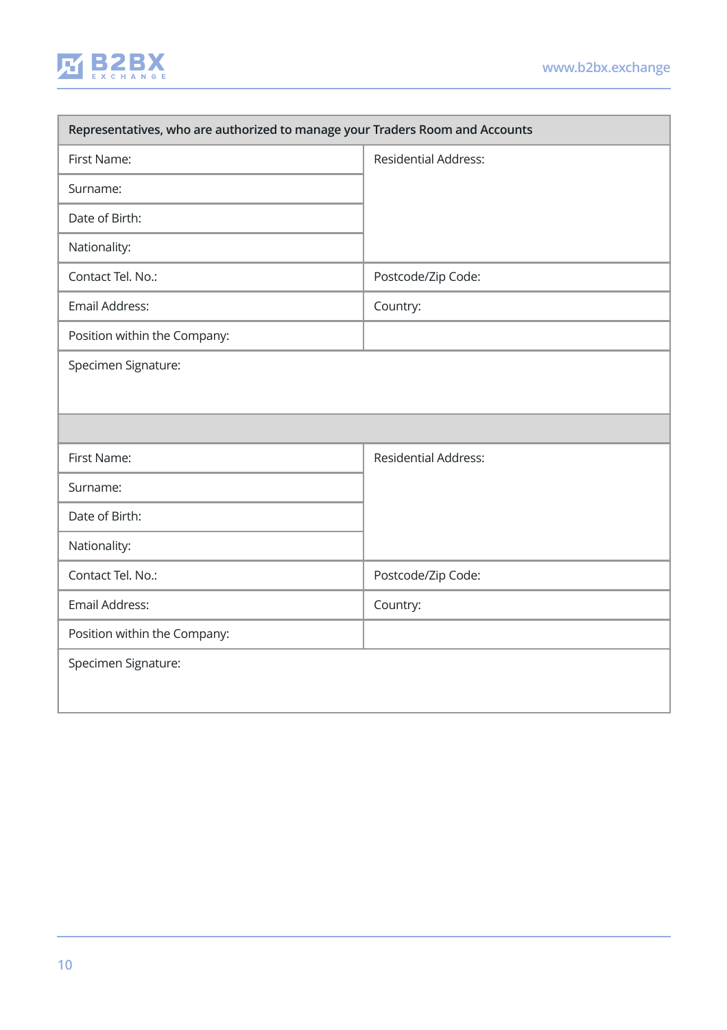| Representatives, who are authorized to manage your Traders Room and Accounts | |
|---|---|
| First Name: | Residential Address: |
| Surname: | |
| Date of Birth: | |
| Nationality: | |
| Contact Tel. No.: | Postcode/Zip Code: |
| Email Address: | Country: |
| Position within the Company: | |
| Specimen Signature: | |
| | |
| First Name: | Residential Address: |
| Surname: | |
| Date of Birth: | |
| Nationality: | |
| Contact Tel. No.: | Postcode/Zip Code: |
| Email Address: | Country: |
| Position within the Company: | |
| Specimen Signature: | |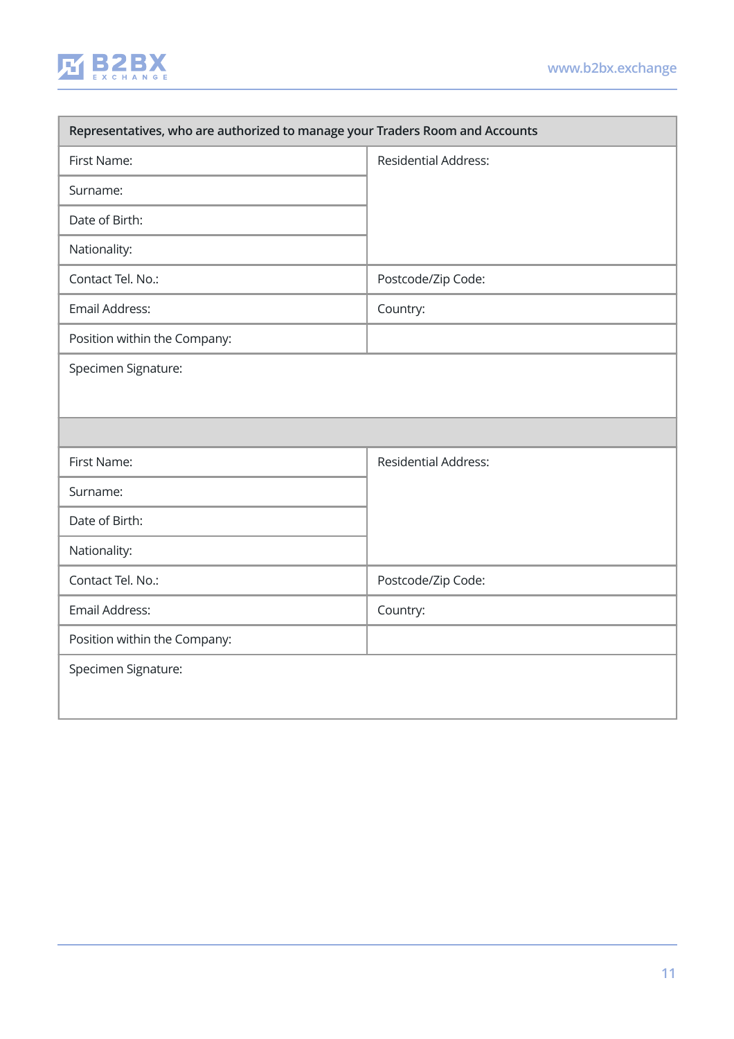| Representatives, who are authorized to manage your Traders Room and Accounts | |
|---|---|
| First Name: | Residential Address: |
| Surname: | |
| Date of Birth: | |
| Nationality: | |
| Contact Tel. No.: | Postcode/Zip Code: |
| Email Address: | Country: |
| Position within the Company: | |
| Specimen Signature: | |
| | |
| First Name: | Residential Address: |
| Surname: | |
| Date of Birth: | |
| Nationality: | |
| Contact Tel. No.: | Postcode/Zip Code: |
| Email Address: | Country: |
| Position within the Company: | |
| Specimen Signature: | |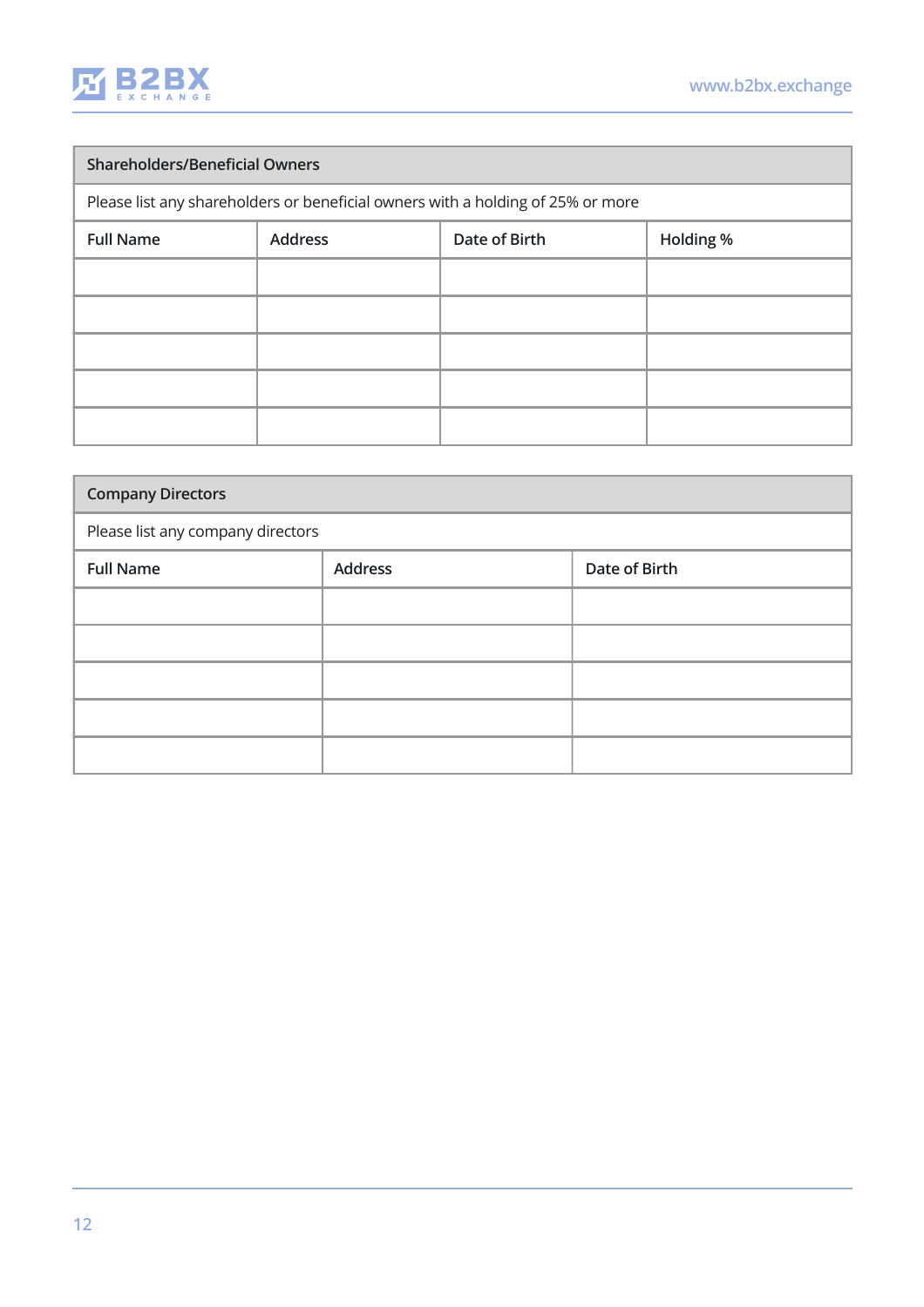## Shareholders/Beneficial Owners

Please list any shareholders or beneficial owners with a holding of 25% or more

| Full Name | Address | Date of Birth | Holding % |
|---|---|---|---|
| | | | |
| | | | |
| | | | |
| | | | |
| | | | |

## Company Directors

Please list any company directors

| Full Name | Address | Date of Birth |
|---|---|---|
| | | |
| | | |
| | | |
| | | |
| | | |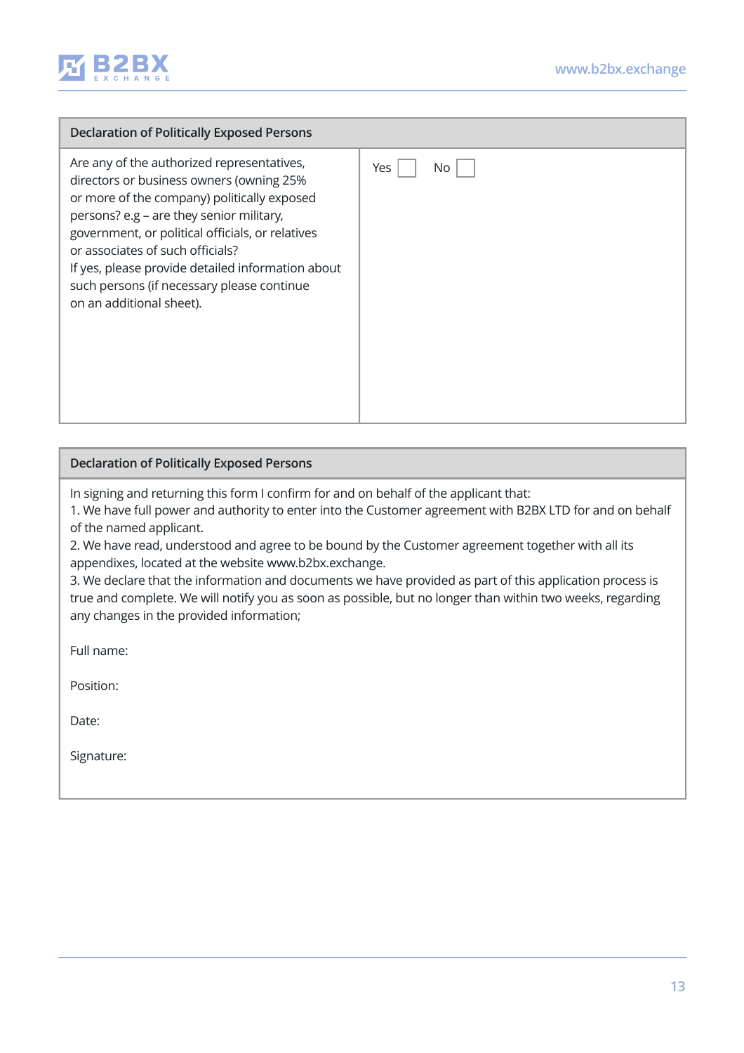| Declaration of Politically Exposed Persons | |
|---|---|
| Are any of the authorized representatives, directors or business owners (owning 25% or more of the company) politically exposed persons? e.g – are they senior military, government, or political officials, or relatives or associates of such officials?<br>If yes, please provide detailed information about such persons (if necessary please continue on an additional sheet). | Yes ☐ No ☐ |

| Declaration of Politically Exposed Persons |
|---|
| In signing and returning this form I confirm for and on behalf of the applicant that:<br>1. We have full power and authority to enter into the Customer agreement with B2BX LTD for and on behalf of the named applicant.<br>2. We have read, understood and agree to be bound by the Customer agreement together with all its appendixes, located at the website www.b2bx.exchange.<br>3. We declare that the information and documents we have provided as part of this application process is true and complete. We will notify you as soon as possible, but no longer than within two weeks, regarding any changes in the provided information;<br><br>Full name:<br><br>Position:<br><br>Date:<br><br>Signature: |